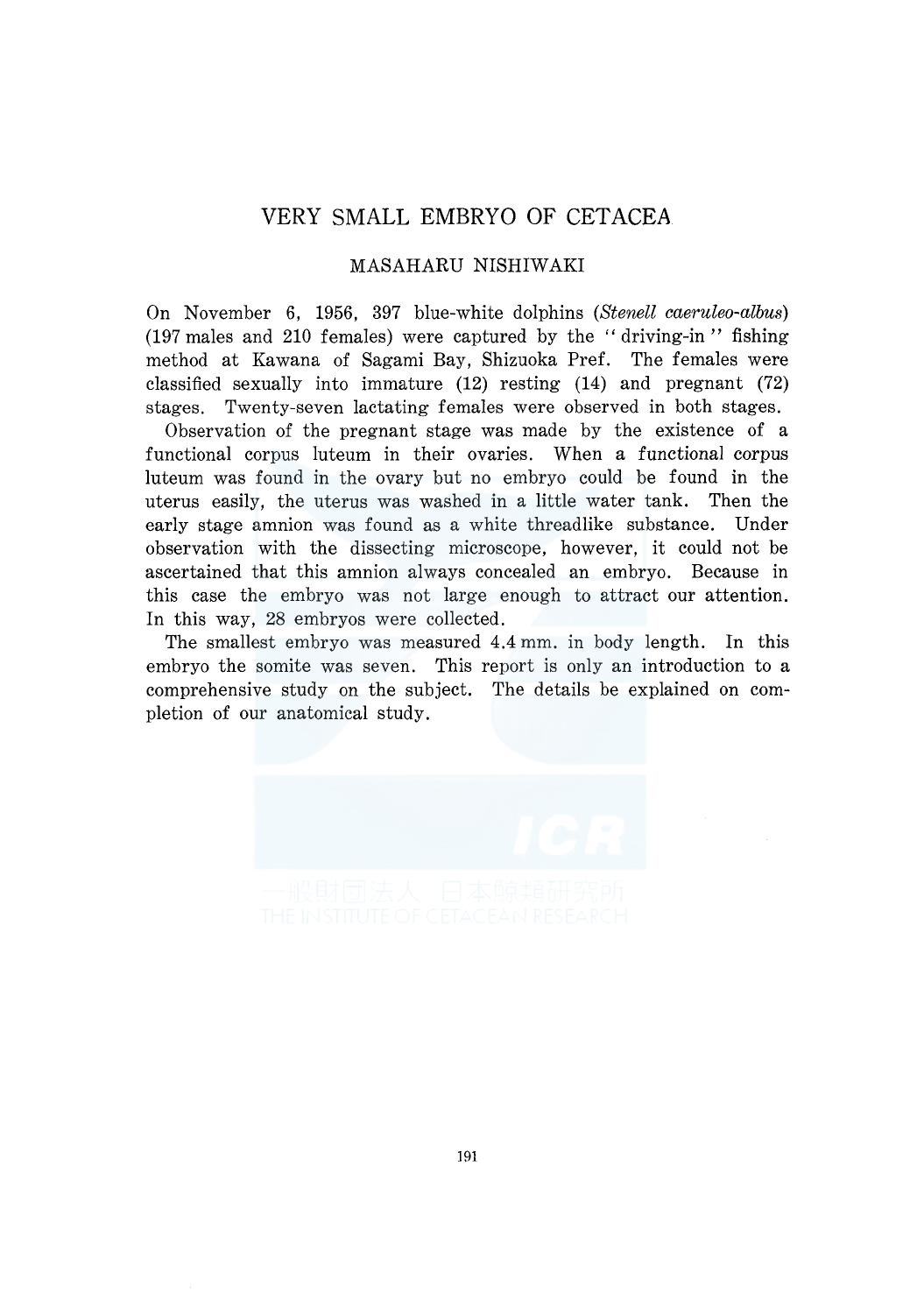# VERY SMALL EMBRYO OF CETACEA

## MASAHARU NISHIWAKI

On November 6, 1956, 397 blue-white dolphins (*Stenell caeruleo-albus*) (197 males and 210 females) were captured by the " driving-in " fishing method at Kawana of Sagami Bay, Shizuoka Pref. The females were classified sexually into immature (12) resting (14) and pregnant (72) stages. Twenty-seven lactating females were observed in both stages.

Observation of the pregnant stage was made by the existence of a functional corpus luteum in their ovaries. When a functional corpus luteum was found in the ovary but no embryo could be found in the uterus easily, the uterus was washed in a little water tank. Then the early stage amnion was found as a white threadlike substance. Under observation with the dissecting microscope, however, it could not be ascertained that this amnion always concealed an embryo. Because in this case the embryo was not large enough to attract our attention. In this way, 28 embryos were collected.

The smallest embryo was measured 4.4 mm. in body length. In this embryo the somite was seven. This report is only an introduction to a comprehensive study on the subject. The details be explained on completion of our anatomical study.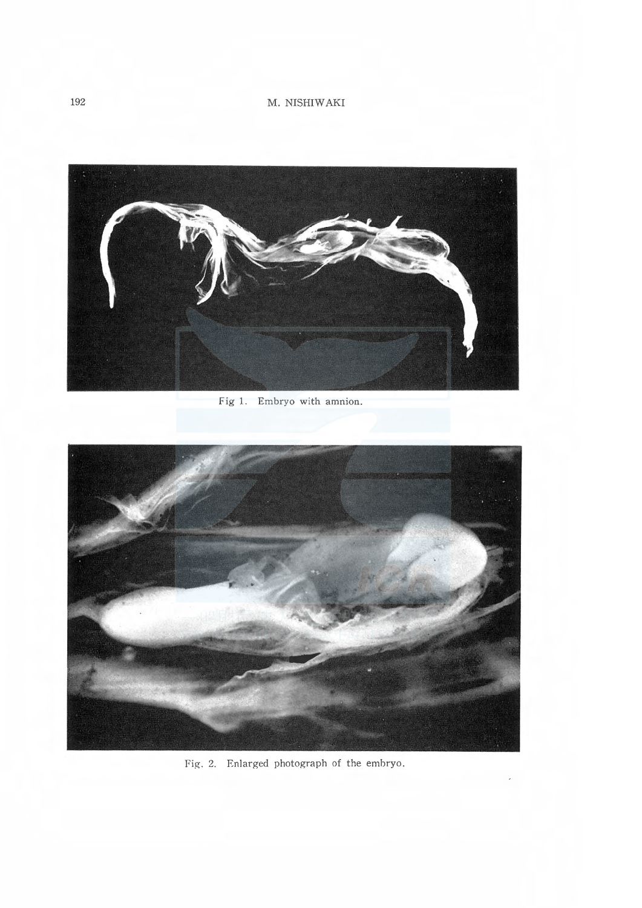Fig 1. Embryo with amnion.

Fig. 2. Enlarged photograph of the embryo.